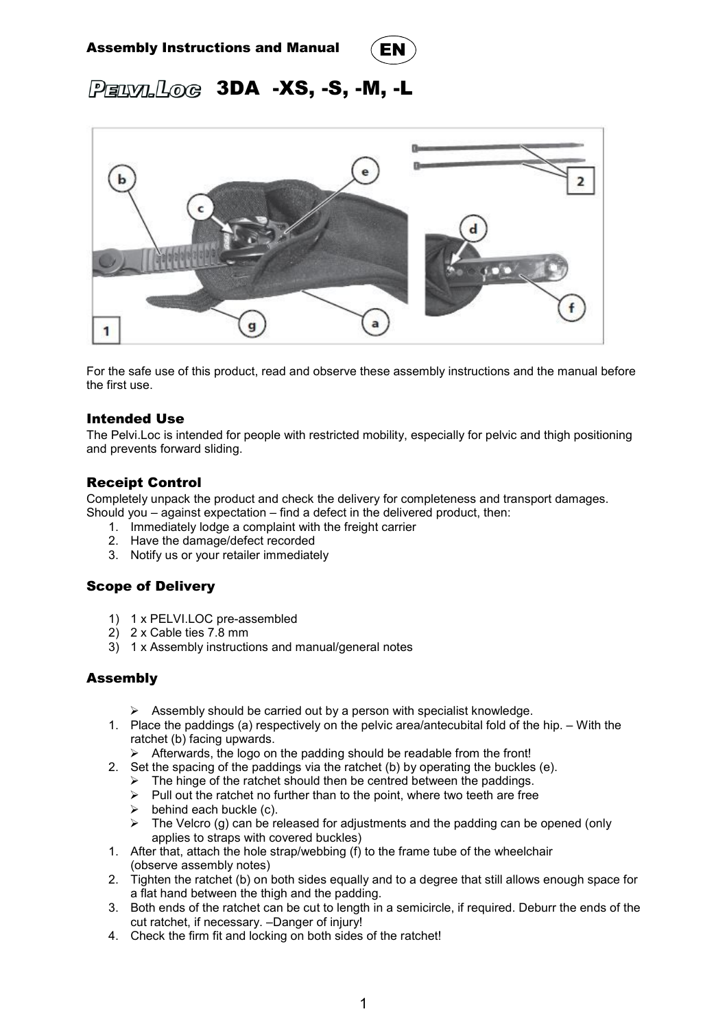Assembly Instructions and Manual EN

# PELVI.LOC 3DA -XS, -S, -M, -L

For the safe use of this product, read and observe these assembly instructions and the manual before the first use.

## Intended Use

The Pelvi.Loc is intended for people with restricted mobility, especially for pelvic and thigh positioning and prevents forward sliding.

## Receipt Control

Completely unpack the product and check the delivery for completeness and transport damages. Should you – against expectation – find a defect in the delivered product, then:

1. Immediately lodge a complaint with the freight carrier
2. Have the damage/defect recorded
3. Notify us or your retailer immediately

## Scope of Delivery

1) 1 x PELVI.LOC pre-assembled
2) 2 x Cable ties 7.8 mm
3) 1 x Assembly instructions and manual/general notes

## Assembly

- Assembly should be carried out by a person with specialist knowledge.

1. Place the paddings (a) respectively on the pelvic area/antecubital fold of the hip. – With the ratchet (b) facing upwards.
   - Afterwards, the logo on the padding should be readable from the front!
2. Set the spacing of the paddings via the ratchet (b) by operating the buckles (e).
   - The hinge of the ratchet should then be centred between the paddings.
   - Pull out the ratchet no further than to the point, where two teeth are free
   - behind each buckle (c).
   - The Velcro (g) can be released for adjustments and the padding can be opened (only applies to straps with covered buckles)

1. After that, attach the hole strap/webbing (f) to the frame tube of the wheelchair (observe assembly notes)
2. Tighten the ratchet (b) on both sides equally and to a degree that still allows enough space for a flat hand between the thigh and the padding.
3. Both ends of the ratchet can be cut to length in a semicircle, if required. Deburr the ends of the cut ratchet, if necessary. –Danger of injury!
4. Check the firm fit and locking on both sides of the ratchet!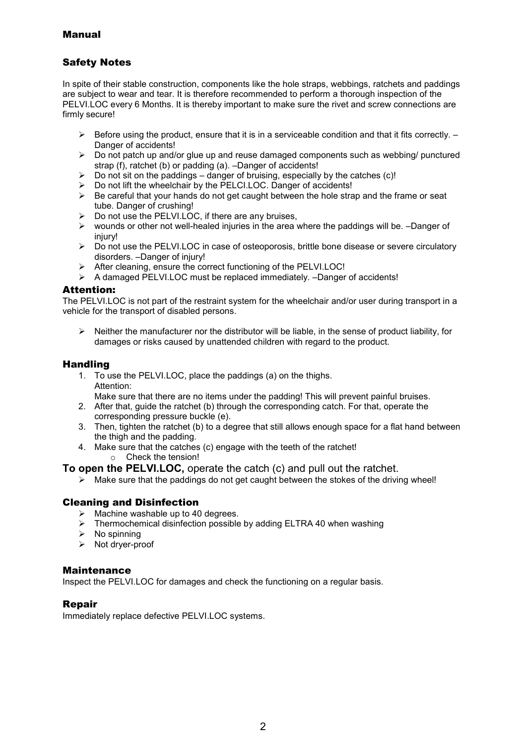## Manual

### Safety Notes

In spite of their stable construction, components like the hole straps, webbings, ratchets and paddings are subject to wear and tear. It is therefore recommended to perform a thorough inspection of the PELVI.LOC every 6 Months. It is thereby important to make sure the rivet and screw connections are firmly secure!

- Before using the product, ensure that it is in a serviceable condition and that it fits correctly. – Danger of accidents!
- Do not patch up and/or glue up and reuse damaged components such as webbing/ punctured strap (f), ratchet (b) or padding (a). –Danger of accidents!
- Do not sit on the paddings – danger of bruising, especially by the catches (c)!
- Do not lift the wheelchair by the PELCI.LOC. Danger of accidents!
- Be careful that your hands do not get caught between the hole strap and the frame or seat tube. Danger of crushing!
- Do not use the PELVI.LOC, if there are any bruises,
- wounds or other not well-healed injuries in the area where the paddings will be. –Danger of injury!
- Do not use the PELVI.LOC in case of osteoporosis, brittle bone disease or severe circulatory disorders. –Danger of injury!
- After cleaning, ensure the correct functioning of the PELVI.LOC!
- A damaged PELVI.LOC must be replaced immediately. –Danger of accidents!

### Attention:

The PELVI.LOC is not part of the restraint system for the wheelchair and/or user during transport in a vehicle for the transport of disabled persons.

- Neither the manufacturer nor the distributor will be liable, in the sense of product liability, for damages or risks caused by unattended children with regard to the product.

### Handling

1. To use the PELVI.LOC, place the paddings (a) on the thighs.
   Attention:
   Make sure that there are no items under the padding! This will prevent painful bruises.
2. After that, guide the ratchet (b) through the corresponding catch. For that, operate the corresponding pressure buckle (e).
3. Then, tighten the ratchet (b) to a degree that still allows enough space for a flat hand between the thigh and the padding.
4. Make sure that the catches (c) engage with the teeth of the ratchet!
   - Check the tension!

**To open the PELVI.LOC,** operate the catch (c) and pull out the ratchet.

- Make sure that the paddings do not get caught between the stokes of the driving wheel!

### Cleaning and Disinfection

- Machine washable up to 40 degrees.
- Thermochemical disinfection possible by adding ELTRA 40 when washing
- No spinning
- Not dryer-proof

### Maintenance

Inspect the PELVI.LOC for damages and check the functioning on a regular basis.

### Repair

Immediately replace defective PELVI.LOC systems.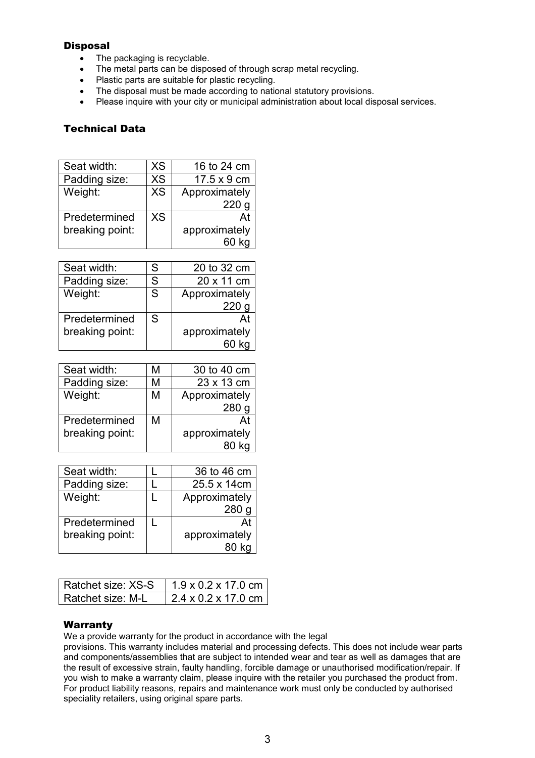### Disposal

- The packaging is recyclable.
- The metal parts can be disposed of through scrap metal recycling.
- Plastic parts are suitable for plastic recycling.
- The disposal must be made according to national statutory provisions.
- Please inquire with your city or municipal administration about local disposal services.

### Technical Data

| | | |
|---|---|---|
| Seat width: | XS | 16 to 24 cm |
| Padding size: | XS | 17.5 x 9 cm |
| Weight: | XS | Approximately 220 g |
| Predetermined breaking point: | XS | At approximately 60 kg |

| | | |
|---|---|---|
| Seat width: | S | 20 to 32 cm |
| Padding size: | S | 20 x 11 cm |
| Weight: | S | Approximately 220 g |
| Predetermined breaking point: | S | At approximately 60 kg |

| | | |
|---|---|---|
| Seat width: | M | 30 to 40 cm |
| Padding size: | M | 23 x 13 cm |
| Weight: | M | Approximately 280 g |
| Predetermined breaking point: | M | At approximately 80 kg |

| | | |
|---|---|---|
| Seat width: | L | 36 to 46 cm |
| Padding size: | L | 25.5 x 14cm |
| Weight: | L | Approximately 280 g |
| Predetermined breaking point: | L | At approximately 80 kg |

| | |
|---|---|
| Ratchet size: XS-S | 1.9 x 0.2 x 17.0 cm |
| Ratchet size: M-L | 2.4 x 0.2 x 17.0 cm |

### Warranty

We a provide warranty for the product in accordance with the legal provisions. This warranty includes material and processing defects. This does not include wear parts and components/assemblies that are subject to intended wear and tear as well as damages that are the result of excessive strain, faulty handling, forcible damage or unauthorised modification/repair. If you wish to make a warranty claim, please inquire with the retailer you purchased the product from. For product liability reasons, repairs and maintenance work must only be conducted by authorised speciality retailers, using original spare parts.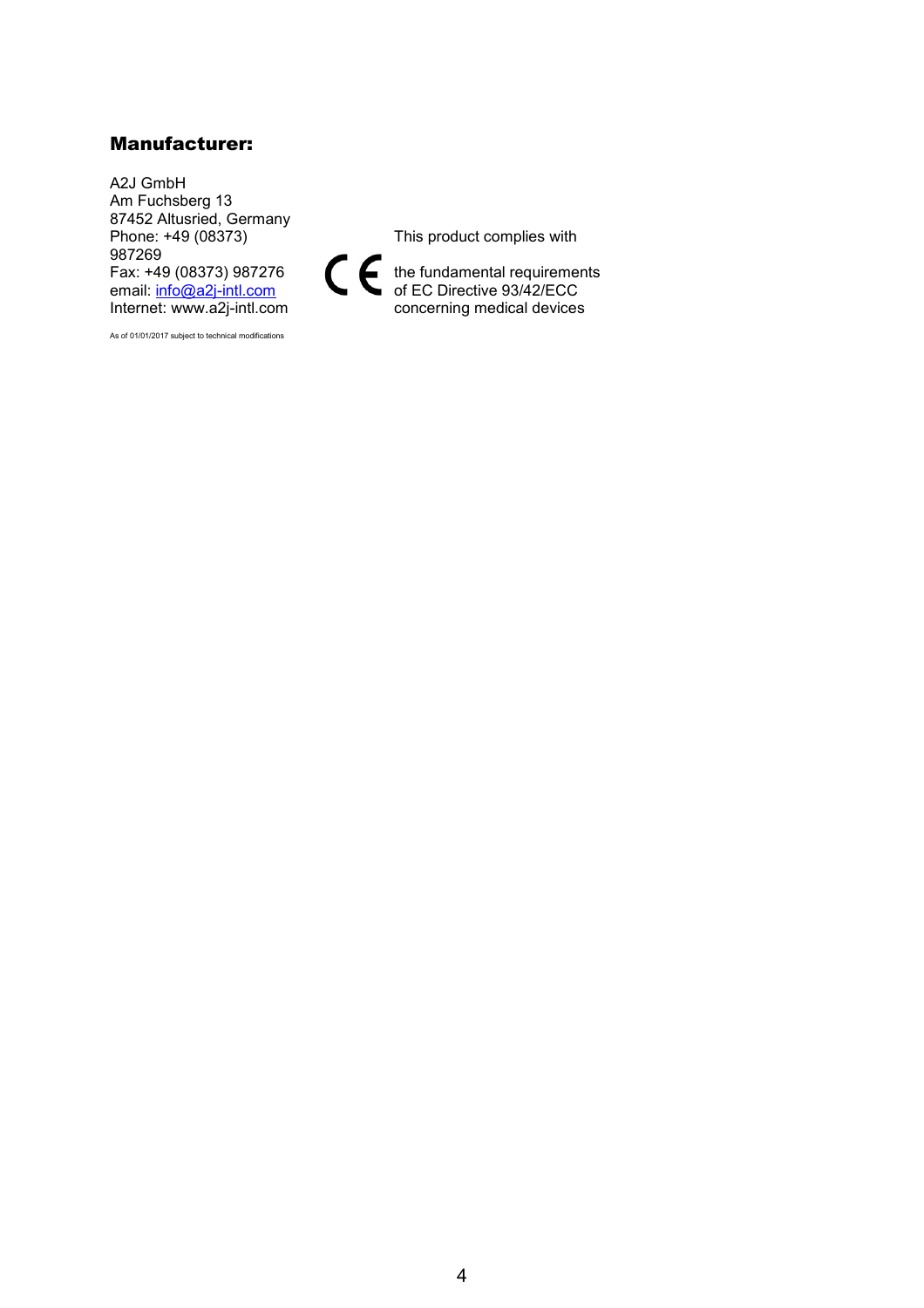## Manufacturer:

A2J GmbH
Am Fuchsberg 13
87452 Altusried, Germany
Phone: +49 (08373) 987269
Fax: +49 (08373) 987276
email: info@a2j-intl.com
Internet: www.a2j-intl.com

As of 01/01/2017 subject to technical modifications

This product complies with

CE the fundamental requirements of EC Directive 93/42/ECC concerning medical devices